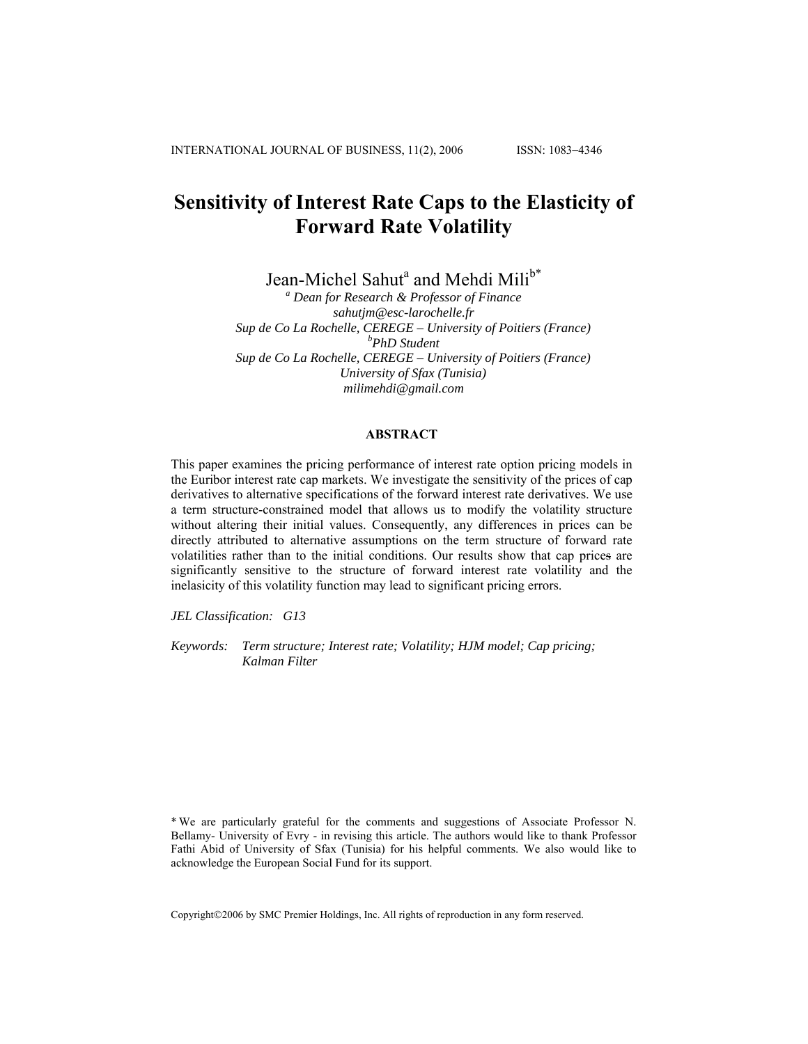# Sensitivity of Interest Rate Caps to the Elasticity of Forward Rate Volatility

Jean-Michel Sahut[a] and Mehdi Mili[b*]

[a] *Dean for Research & Professor of Finance*
*sahutjm@esc-larochelle.fr*
*Sup de Co La Rochelle, CEREGE – University of Poitiers (France)*
[b] *PhD Student*
*Sup de Co La Rochelle, CEREGE – University of Poitiers (France)*
*University of Sfax (Tunisia)*
*milimehdi@gmail.com*

## ABSTRACT

This paper examines the pricing performance of interest rate option pricing models in the Euribor interest rate cap markets. We investigate the sensitivity of the prices of cap derivatives to alternative specifications of the forward interest rate derivatives. We use a term structure-constrained model that allows us to modify the volatility structure without altering their initial values. Consequently, any differences in prices can be directly attributed to alternative assumptions on the term structure of forward rate volatilities rather than to the initial conditions. Our results show that cap prices are significantly sensitive to the structure of forward interest rate volatility and the inelasicity of this volatility function may lead to significant pricing errors.

*JEL Classification: G13*

*Keywords: Term structure; Interest rate; Volatility; HJM model; Cap pricing; Kalman Filter*

\* We are particularly grateful for the comments and suggestions of Associate Professor N. Bellamy- University of Evry - in revising this article. The authors would like to thank Professor Fathi Abid of University of Sfax (Tunisia) for his helpful comments. We also would like to acknowledge the European Social Fund for its support.

Copyright©2006 by SMC Premier Holdings, Inc. All rights of reproduction in any form reserved.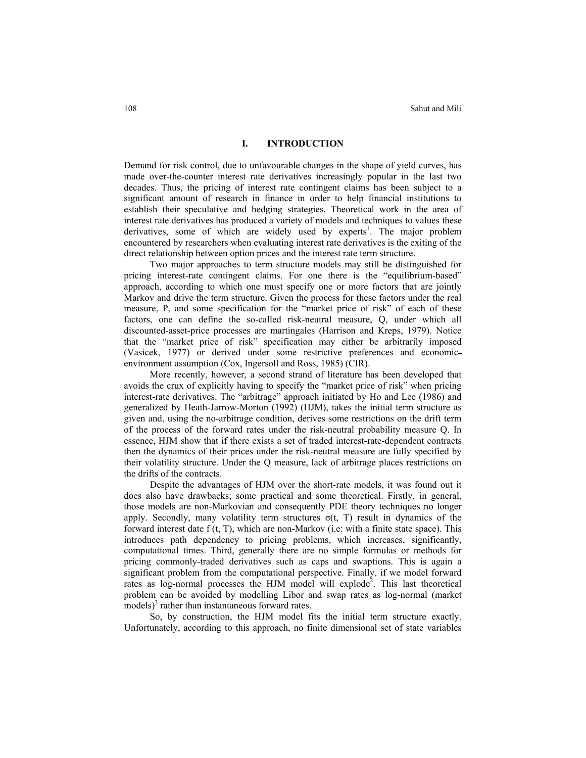## I. INTRODUCTION

Demand for risk control, due to unfavourable changes in the shape of yield curves, has made over-the-counter interest rate derivatives increasingly popular in the last two decades. Thus, the pricing of interest rate contingent claims has been subject to a significant amount of research in finance in order to help financial institutions to establish their speculative and hedging strategies. Theoretical work in the area of interest rate derivatives has produced a variety of models and techniques to values these derivatives, some of which are widely used by experts[1]. The major problem encountered by researchers when evaluating interest rate derivatives is the exiting of the direct relationship between option prices and the interest rate term structure.

Two major approaches to term structure models may still be distinguished for pricing interest-rate contingent claims. For one there is the "equilibrium-based" approach, according to which one must specify one or more factors that are jointly Markov and drive the term structure. Given the process for these factors under the real measure, P, and some specification for the "market price of risk" of each of these factors, one can define the so-called risk-neutral measure, Q, under which all discounted-asset-price processes are martingales (Harrison and Kreps, 1979). Notice that the "market price of risk" specification may either be arbitrarily imposed (Vasicek, 1977) or derived under some restrictive preferences and economic-environment assumption (Cox, Ingersoll and Ross, 1985) (CIR).

More recently, however, a second strand of literature has been developed that avoids the crux of explicitly having to specify the "market price of risk" when pricing interest-rate derivatives. The "arbitrage" approach initiated by Ho and Lee (1986) and generalized by Heath-Jarrow-Morton (1992) (HJM), takes the initial term structure as given and, using the no-arbitrage condition, derives some restrictions on the drift term of the process of the forward rates under the risk-neutral probability measure Q. In essence, HJM show that if there exists a set of traded interest-rate-dependent contracts then the dynamics of their prices under the risk-neutral measure are fully specified by their volatility structure. Under the Q measure, lack of arbitrage places restrictions on the drifts of the contracts.

Despite the advantages of HJM over the short-rate models, it was found out it does also have drawbacks; some practical and some theoretical. Firstly, in general, those models are non-Markovian and consequently PDE theory techniques no longer apply. Secondly, many volatility term structures $\sigma(t, T)$ result in dynamics of the forward interest date $f(t, T)$, which are non-Markov (i.e: with a finite state space). This introduces path dependency to pricing problems, which increases, significantly, computational times. Third, generally there are no simple formulas or methods for pricing commonly-traded derivatives such as caps and swaptions. This is again a significant problem from the computational perspective. Finally, if we model forward rates as log-normal processes the HJM model will explode[2]. This last theoretical problem can be avoided by modelling Libor and swap rates as log-normal (market models)[3] rather than instantaneous forward rates.

So, by construction, the HJM model fits the initial term structure exactly. Unfortunately, according to this approach, no finite dimensional set of state variables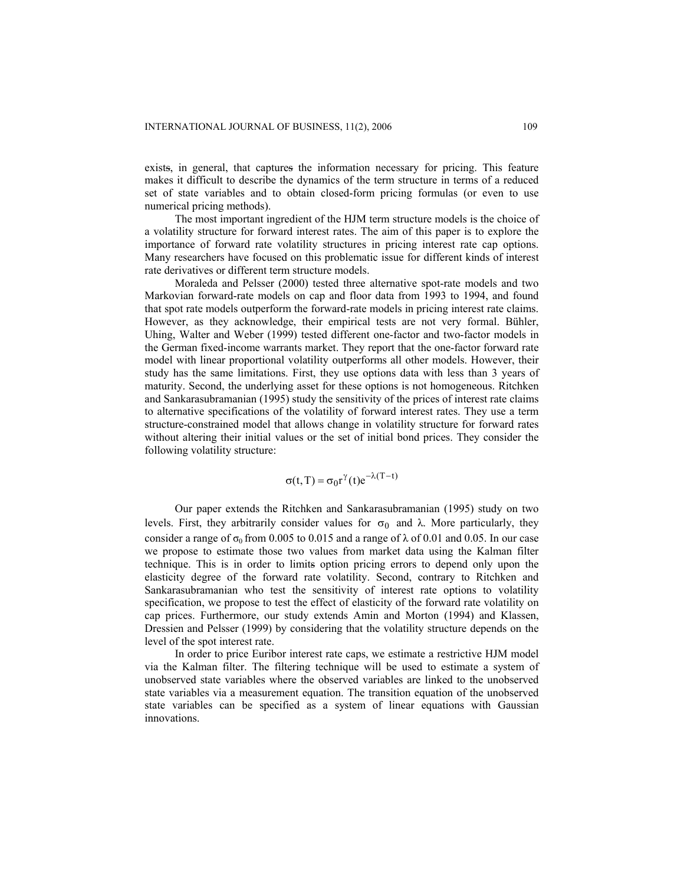exists, in general, that captures the information necessary for pricing. This feature makes it difficult to describe the dynamics of the term structure in terms of a reduced set of state variables and to obtain closed-form pricing formulas (or even to use numerical pricing methods).

The most important ingredient of the HJM term structure models is the choice of a volatility structure for forward interest rates. The aim of this paper is to explore the importance of forward rate volatility structures in pricing interest rate cap options. Many researchers have focused on this problematic issue for different kinds of interest rate derivatives or different term structure models.

Moraleda and Pelsser (2000) tested three alternative spot-rate models and two Markovian forward-rate models on cap and floor data from 1993 to 1994, and found that spot rate models outperform the forward-rate models in pricing interest rate claims. However, as they acknowledge, their empirical tests are not very formal. Bühler, Uhing, Walter and Weber (1999) tested different one-factor and two-factor models in the German fixed-income warrants market. They report that the one-factor forward rate model with linear proportional volatility outperforms all other models. However, their study has the same limitations. First, they use options data with less than 3 years of maturity. Second, the underlying asset for these options is not homogeneous. Ritchken and Sankarasubramanian (1995) study the sensitivity of the prices of interest rate claims to alternative specifications of the volatility of forward interest rates. They use a term structure-constrained model that allows change in volatility structure for forward rates without altering their initial values or the set of initial bond prices. They consider the following volatility structure:

$$\sigma(t,T) = \sigma_0 r^{\gamma}(t) e^{-\lambda(T-t)}$$

Our paper extends the Ritchken and Sankarasubramanian (1995) study on two levels. First, they arbitrarily consider values for $\sigma_0$ and $\lambda$. More particularly, they consider a range of $\sigma_0$ from 0.005 to 0.015 and a range of $\lambda$ of 0.01 and 0.05. In our case we propose to estimate those two values from market data using the Kalman filter technique. This is in order to limits option pricing errors to depend only upon the elasticity degree of the forward rate volatility. Second, contrary to Ritchken and Sankarasubramanian who test the sensitivity of interest rate options to volatility specification, we propose to test the effect of elasticity of the forward rate volatility on cap prices. Furthermore, our study extends Amin and Morton (1994) and Klassen, Dressien and Pelsser (1999) by considering that the volatility structure depends on the level of the spot interest rate.

In order to price Euribor interest rate caps, we estimate a restrictive HJM model via the Kalman filter. The filtering technique will be used to estimate a system of unobserved state variables where the observed variables are linked to the unobserved state variables via a measurement equation. The transition equation of the unobserved state variables can be specified as a system of linear equations with Gaussian innovations.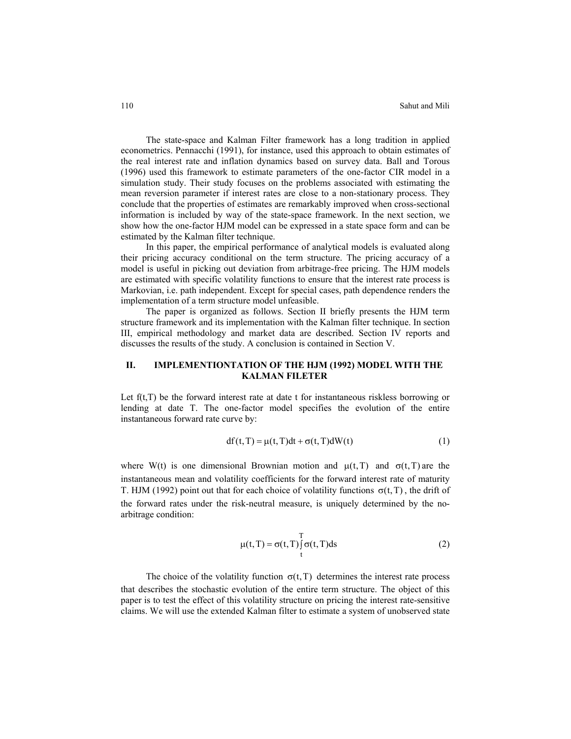The state-space and Kalman Filter framework has a long tradition in applied econometrics. Pennacchi (1991), for instance, used this approach to obtain estimates of the real interest rate and inflation dynamics based on survey data. Ball and Torous (1996) used this framework to estimate parameters of the one-factor CIR model in a simulation study. Their study focuses on the problems associated with estimating the mean reversion parameter if interest rates are close to a non-stationary process. They conclude that the properties of estimates are remarkably improved when cross-sectional information is included by way of the state-space framework. In the next section, we show how the one-factor HJM model can be expressed in a state space form and can be estimated by the Kalman filter technique.

In this paper, the empirical performance of analytical models is evaluated along their pricing accuracy conditional on the term structure. The pricing accuracy of a model is useful in picking out deviation from arbitrage-free pricing. The HJM models are estimated with specific volatility functions to ensure that the interest rate process is Markovian, i.e. path independent. Except for special cases, path dependence renders the implementation of a term structure model unfeasible.

The paper is organized as follows. Section II briefly presents the HJM term structure framework and its implementation with the Kalman filter technique. In section III, empirical methodology and market data are described. Section IV reports and discusses the results of the study. A conclusion is contained in Section V.

## II. IMPLEMENTIONTATION OF THE HJM (1992) MODEL WITH THE KALMAN FILETER

Let f(t,T) be the forward interest rate at date t for instantaneous riskless borrowing or lending at date T. The one-factor model specifies the evolution of the entire instantaneous forward rate curve by:

$$df(t,T) = \mu(t,T)dt + \sigma(t,T)dW(t) \tag{1}$$

where W(t) is one dimensional Brownian motion and $\mu(t,T)$ and $\sigma(t,T)$ are the instantaneous mean and volatility coefficients for the forward interest rate of maturity T. HJM (1992) point out that for each choice of volatility functions $\sigma(t,T)$, the drift of the forward rates under the risk-neutral measure, is uniquely determined by the no-arbitrage condition:

$$\mu(t,T) = \sigma(t,T)\int_t^T \sigma(t,T)ds \tag{2}$$

The choice of the volatility function $\sigma(t,T)$ determines the interest rate process that describes the stochastic evolution of the entire term structure. The object of this paper is to test the effect of this volatility structure on pricing the interest rate-sensitive claims. We will use the extended Kalman filter to estimate a system of unobserved state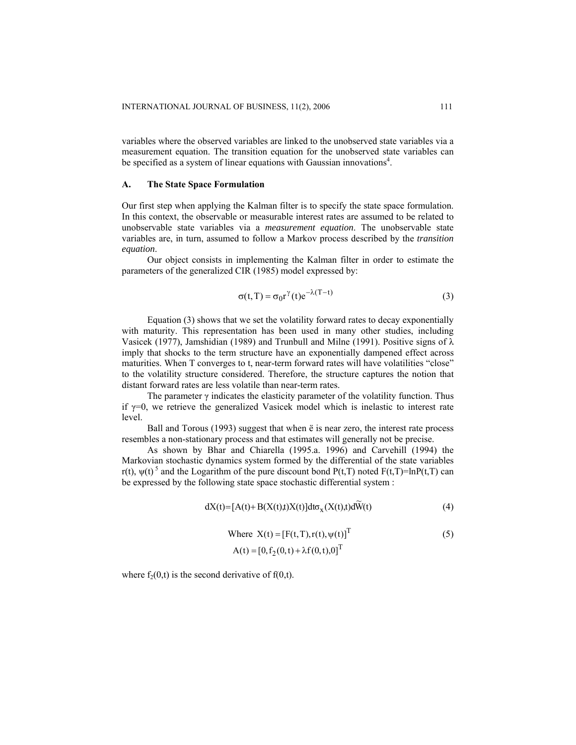variables where the observed variables are linked to the unobserved state variables via a measurement equation. The transition equation for the unobserved state variables can be specified as a system of linear equations with Gaussian innovations[4].

### A. The State Space Formulation

Our first step when applying the Kalman filter is to specify the state space formulation. In this context, the observable or measurable interest rates are assumed to be related to unobservable state variables via a *measurement equation*. The unobservable state variables are, in turn, assumed to follow a Markov process described by the *transition equation*.

Our object consists in implementing the Kalman filter in order to estimate the parameters of the generalized CIR (1985) model expressed by:

$$\sigma(t,T) = \sigma_0 r^{\gamma}(t) e^{-\lambda(T-t)} \tag{3}$$

Equation (3) shows that we set the volatility forward rates to decay exponentially with maturity. This representation has been used in many other studies, including Vasicek (1977), Jamshidian (1989) and Trunbull and Milne (1991). Positive signs of $\lambda$ imply that shocks to the term structure have an exponentially dampened effect across maturities. When T converges to t, near-term forward rates will have volatilities "close" to the volatility structure considered. Therefore, the structure captures the notion that distant forward rates are less volatile than near-term rates.

The parameter $\gamma$ indicates the elasticity parameter of the volatility function. Thus if $\gamma=0$, we retrieve the generalized Vasicek model which is inelastic to interest rate level.

Ball and Torous (1993) suggest that when ë is near zero, the interest rate process resembles a non-stationary process and that estimates will generally not be precise.

As shown by Bhar and Chiarella (1995.a. 1996) and Carvehill (1994) the Markovian stochastic dynamics system formed by the differential of the state variables $r(t)$, $\psi(t)$ [5] and the Logarithm of the pure discount bond $P(t,T)$ noted $F(t,T)=\ln P(t,T)$ can be expressed by the following state space stochastic differential system :

$$dX(t) = [A(t) + B(X(t),t)X(t)]dt\sigma_x(X(t),t)d\widetilde{W}(t) \tag{4}$$

$$\text{Where } X(t) = [F(t,T), r(t), \psi(t)]^T \tag{5}$$

$$A(t) = [0, f_2(0,t) + \lambda f(0,t), 0]^T$$

where $f_2(0,t)$ is the second derivative of $f(0,t)$.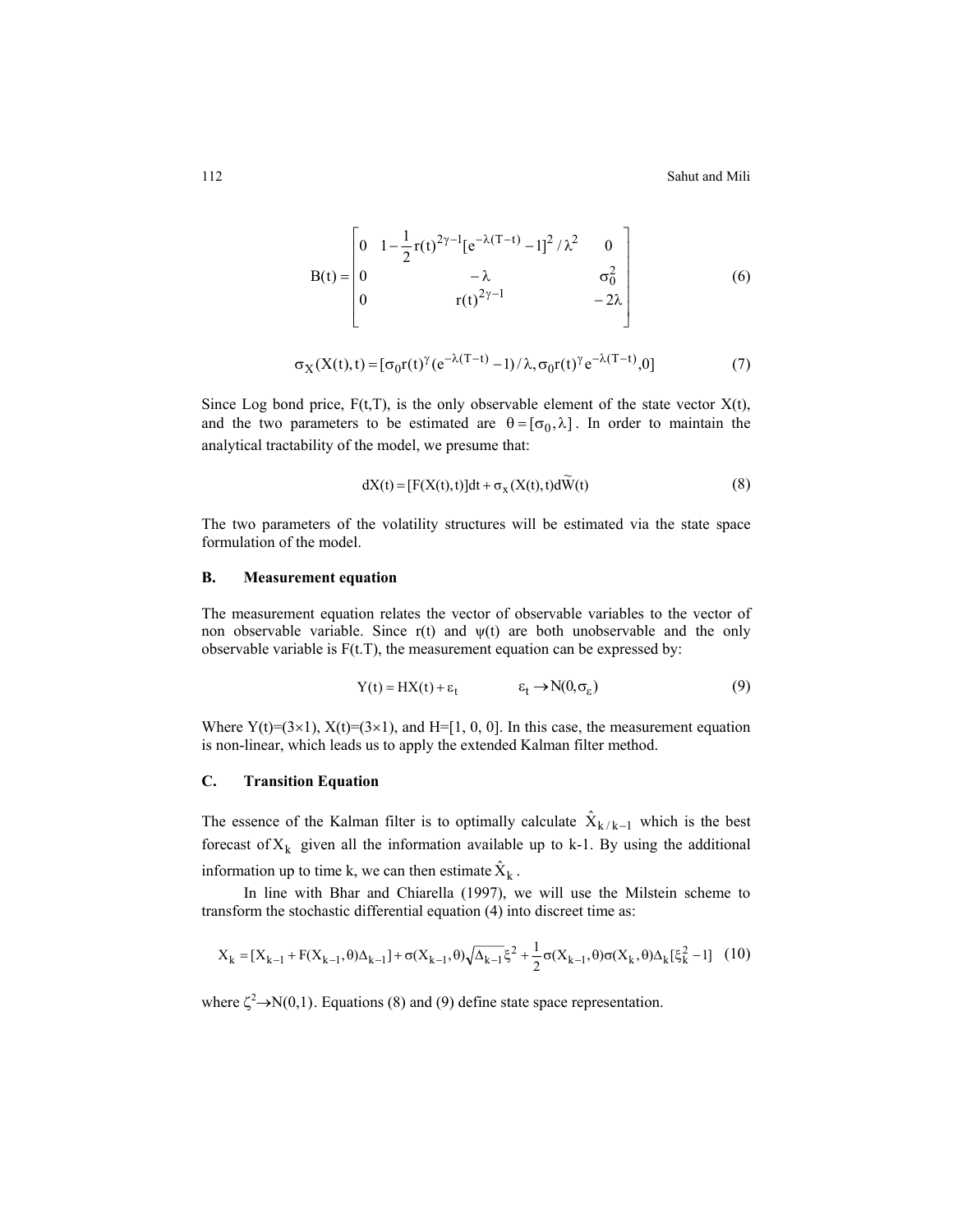$$B(t) = \begin{bmatrix} 0 & 1 - \frac{1}{2} r(t)^{2\gamma - 1} [e^{-\lambda(T-t)} - 1]^2 / \lambda^2 & 0 \\ 0 & -\lambda & \sigma_0^2 \\ 0 & r(t)^{2\gamma - 1} & -2\lambda \end{bmatrix} \quad (6)$$

$$\sigma_X(X(t), t) = [\sigma_0 r(t)^\gamma (e^{-\lambda(T-t)} - 1) / \lambda, \sigma_0 r(t)^\gamma e^{-\lambda(T-t)}, 0] \quad (7)$$

Since Log bond price, F(t,T), is the only observable element of the state vector X(t), and the two parameters to be estimated are $\theta = [\sigma_0, \lambda]$. In order to maintain the analytical tractability of the model, we presume that:

$$dX(t) = [F(X(t), t)]dt + \sigma_x(X(t), t)d\widetilde{W}(t) \quad (8)$$

The two parameters of the volatility structures will be estimated via the state space formulation of the model.

## B. Measurement equation

The measurement equation relates the vector of observable variables to the vector of non observable variable. Since r(t) and ψ(t) are both unobservable and the only observable variable is F(t.T), the measurement equation can be expressed by:

$$Y(t) = HX(t) + \varepsilon_t \qquad \varepsilon_t \rightarrow N(0, \sigma_\varepsilon) \quad (9)$$

Where Y(t)=(3×1), X(t)=(3×1), and H=[1, 0, 0]. In this case, the measurement equation is non-linear, which leads us to apply the extended Kalman filter method.

## C. Transition Equation

The essence of the Kalman filter is to optimally calculate $\hat{X}_{k/k-1}$ which is the best forecast of $X_k$ given all the information available up to k-1. By using the additional information up to time k, we can then estimate $\hat{X}_k$.

In line with Bhar and Chiarella (1997), we will use the Milstein scheme to transform the stochastic differential equation (4) into discreet time as:

$$X_k = [X_{k-1} + F(X_{k-1}, \theta)\Delta_{k-1}] + \sigma(X_{k-1}, \theta)\sqrt{\Delta_{k-1}}\xi^2 + \frac{1}{2}\sigma(X_{k-1}, \theta)\sigma(X_k, \theta)\Delta_k[\xi_k^2 - 1] \quad (10)$$

where $\zeta^2 \rightarrow N(0,1)$. Equations (8) and (9) define state space representation.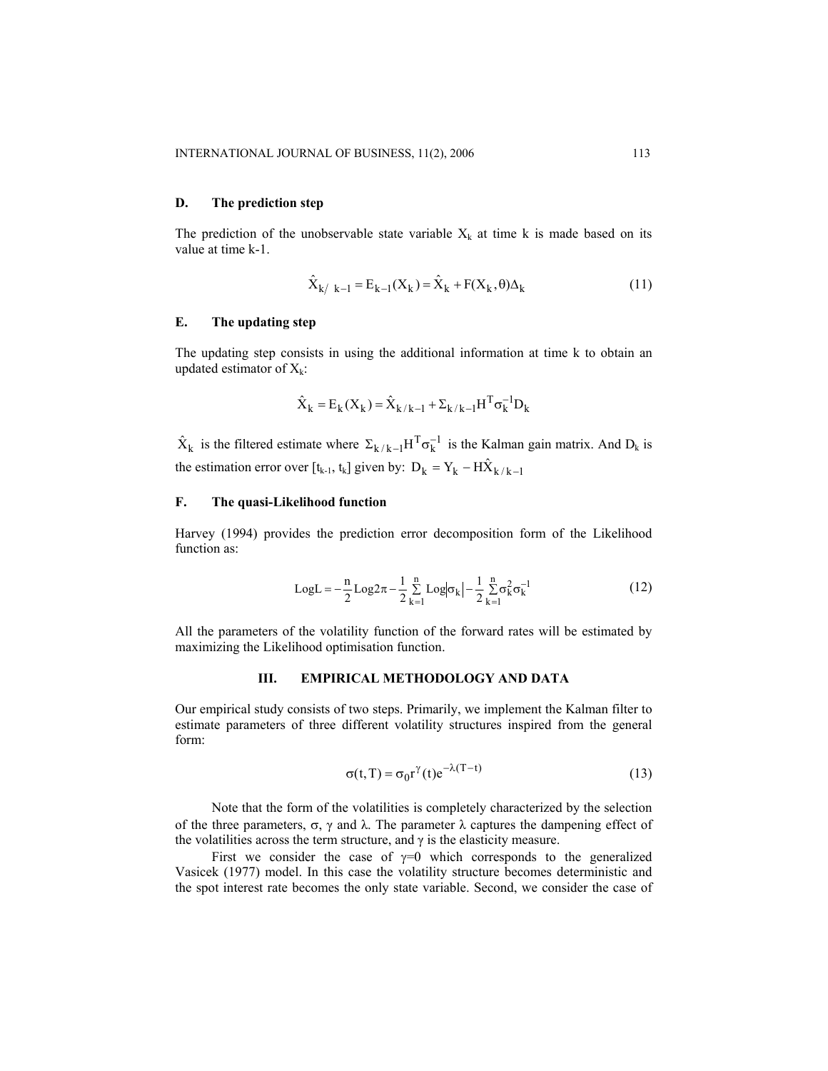### D. The prediction step

The prediction of the unobservable state variable $X_k$ at time k is made based on its value at time k-1.

$$\hat{X}_{k/\ k-1} = E_{k-1}(X_k) = \hat{X}_k + F(X_k, \theta)\Delta_k \tag{11}$$

### E. The updating step

The updating step consists in using the additional information at time k to obtain an updated estimator of $X_k$:

$$\hat{X}_k = E_k(X_k) = \hat{X}_{k/k-1} + \Sigma_{k/k-1}H^T\sigma_k^{-1}D_k$$

$\hat{X}_k$ is the filtered estimate where $\Sigma_{k/k-1}H^T\sigma_k^{-1}$ is the Kalman gain matrix. And $D_k$ is the estimation error over $[t_{k-1}, t_k]$ given by: $D_k = Y_k - H\hat{X}_{k/k-1}$

### F. The quasi-Likelihood function

Harvey (1994) provides the prediction error decomposition form of the Likelihood function as:

$$\text{LogL} = -\frac{n}{2}\text{Log}2\pi - \frac{1}{2}\sum_{k=1}^{n}\text{Log}|\sigma_k| - \frac{1}{2}\sum_{k=1}^{n}\sigma_k^2\sigma_k^{-1} \tag{12}$$

All the parameters of the volatility function of the forward rates will be estimated by maximizing the Likelihood optimisation function.

## III. EMPIRICAL METHODOLOGY AND DATA

Our empirical study consists of two steps. Primarily, we implement the Kalman filter to estimate parameters of three different volatility structures inspired from the general form:

$$\sigma(t,T) = \sigma_0 r^{\gamma}(t)e^{-\lambda(T-t)} \tag{13}$$

Note that the form of the volatilities is completely characterized by the selection of the three parameters, $\sigma$, $\gamma$ and $\lambda$. The parameter $\lambda$ captures the dampening effect of the volatilities across the term structure, and $\gamma$ is the elasticity measure.

First we consider the case of $\gamma$=0 which corresponds to the generalized Vasicek (1977) model. In this case the volatility structure becomes deterministic and the spot interest rate becomes the only state variable. Second, we consider the case of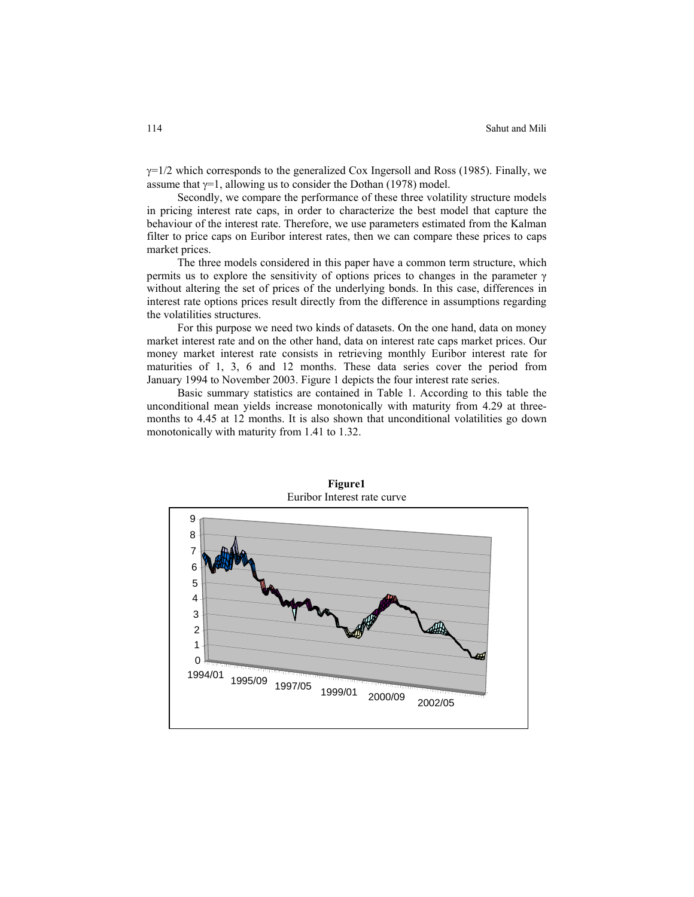$\gamma=1/2$ which corresponds to the generalized Cox Ingersoll and Ross (1985). Finally, we assume that $\gamma=1$, allowing us to consider the Dothan (1978) model.

Secondly, we compare the performance of these three volatility structure models in pricing interest rate caps, in order to characterize the best model that capture the behaviour of the interest rate. Therefore, we use parameters estimated from the Kalman filter to price caps on Euribor interest rates, then we can compare these prices to caps market prices.

The three models considered in this paper have a common term structure, which permits us to explore the sensitivity of options prices to changes in the parameter $\gamma$ without altering the set of prices of the underlying bonds. In this case, differences in interest rate options prices result directly from the difference in assumptions regarding the volatilities structures.

For this purpose we need two kinds of datasets. On the one hand, data on money market interest rate and on the other hand, data on interest rate caps market prices. Our money market interest rate consists in retrieving monthly Euribor interest rate for maturities of 1, 3, 6 and 12 months. These data series cover the period from January 1994 to November 2003. Figure 1 depicts the four interest rate series.

Basic summary statistics are contained in Table 1. According to this table the unconditional mean yields increase monotonically with maturity from 4.29 at three-months to 4.45 at 12 months. It is also shown that unconditional volatilities go down monotonically with maturity from 1.41 to 1.32.

**Figure1**
Euribor Interest rate curve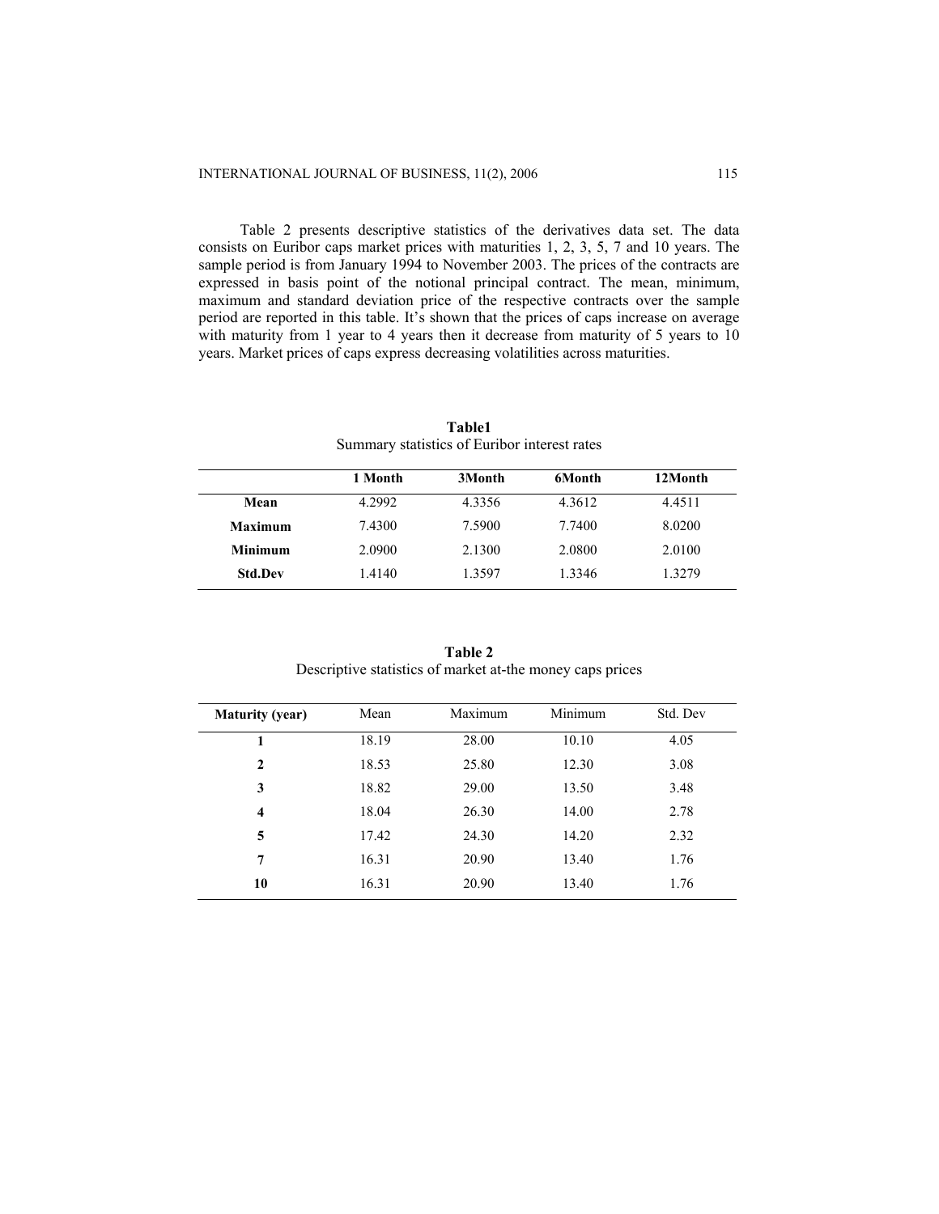Table 2 presents descriptive statistics of the derivatives data set. The data consists on Euribor caps market prices with maturities 1, 2, 3, 5, 7 and 10 years. The sample period is from January 1994 to November 2003. The prices of the contracts are expressed in basis point of the notional principal contract. The mean, minimum, maximum and standard deviation price of the respective contracts over the sample period are reported in this table. It's shown that the prices of caps increase on average with maturity from 1 year to 4 years then it decrease from maturity of 5 years to 10 years. Market prices of caps express decreasing volatilities across maturities.

**Table1**
Summary statistics of Euribor interest rates

| | 1 Month | 3Month | 6Month | 12Month |
|---|---|---|---|---|
| **Mean** | 4.2992 | 4.3356 | 4.3612 | 4.4511 |
| **Maximum** | 7.4300 | 7.5900 | 7.7400 | 8.0200 |
| **Minimum** | 2.0900 | 2.1300 | 2.0800 | 2.0100 |
| **Std.Dev** | 1.4140 | 1.3597 | 1.3346 | 1.3279 |

**Table 2**
Descriptive statistics of market at-the money caps prices

| Maturity (year) | Mean | Maximum | Minimum | Std. Dev |
|---|---|---|---|---|
| **1** | 18.19 | 28.00 | 10.10 | 4.05 |
| **2** | 18.53 | 25.80 | 12.30 | 3.08 |
| **3** | 18.82 | 29.00 | 13.50 | 3.48 |
| **4** | 18.04 | 26.30 | 14.00 | 2.78 |
| **5** | 17.42 | 24.30 | 14.20 | 2.32 |
| **7** | 16.31 | 20.90 | 13.40 | 1.76 |
| **10** | 16.31 | 20.90 | 13.40 | 1.76 |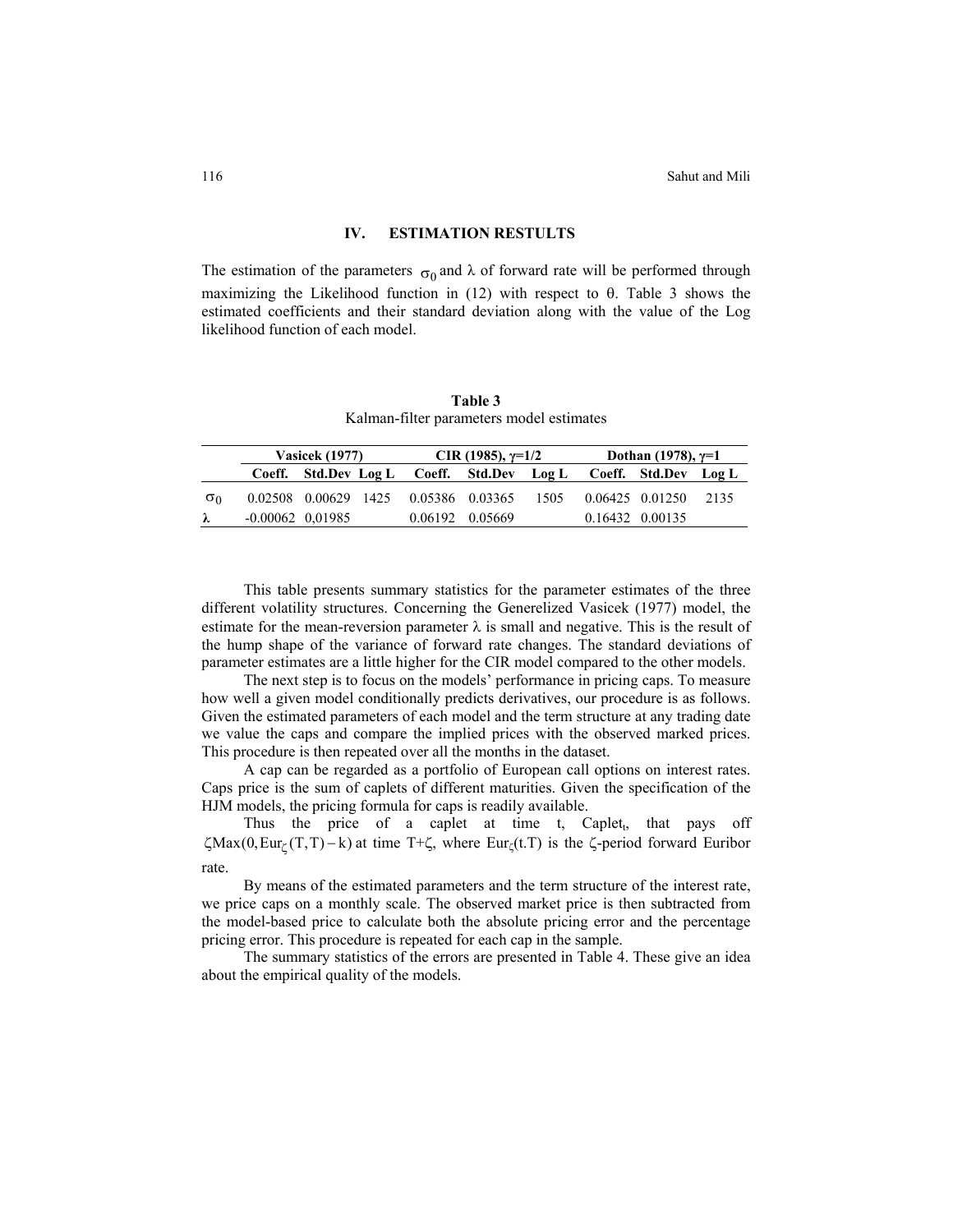## IV. ESTIMATION RESTULTS

The estimation of the parameters $\sigma_0$ and $\lambda$ of forward rate will be performed through maximizing the Likelihood function in (12) with respect to $\theta$. Table 3 shows the estimated coefficients and their standard deviation along with the value of the Log likelihood function of each model.

**Table 3**
Kalman-filter parameters model estimates

| | Vasicek (1977) | | | CIR (1985), $\gamma$=1/2 | | | Dothan (1978), $\gamma$=1 | | |
|---|---|---|---|---|---|---|---|---|---|
| | **Coeff.** | **Std.Dev** | **Log L** | **Coeff.** | **Std.Dev** | **Log L** | **Coeff.** | **Std.Dev** | **Log L** |
| $\sigma_0$ | 0.02508 | 0.00629 | 1425 | 0.05386 | 0.03365 | 1505 | 0.06425 | 0.01250 | 2135 |
| $\lambda$ | -0.00062 | 0,01985 | | 0.06192 | 0.05669 | | 0.16432 | 0.00135 | |

This table presents summary statistics for the parameter estimates of the three different volatility structures. Concerning the Generelized Vasicek (1977) model, the estimate for the mean-reversion parameter $\lambda$ is small and negative. This is the result of the hump shape of the variance of forward rate changes. The standard deviations of parameter estimates are a little higher for the CIR model compared to the other models.

The next step is to focus on the models' performance in pricing caps. To measure how well a given model conditionally predicts derivatives, our procedure is as follows. Given the estimated parameters of each model and the term structure at any trading date we value the caps and compare the implied prices with the observed marked prices. This procedure is then repeated over all the months in the dataset.

A cap can be regarded as a portfolio of European call options on interest rates. Caps price is the sum of caplets of different maturities. Given the specification of the HJM models, the pricing formula for caps is readily available.

Thus the price of a caplet at time t, $\text{Caplet}_t$, that pays off $\zeta \text{Max}(0, \text{Eur}_\zeta(T,T) - k)$ at time T+$\zeta$, where $\text{Eur}_\zeta(t.T)$ is the $\zeta$-period forward Euribor rate.

By means of the estimated parameters and the term structure of the interest rate, we price caps on a monthly scale. The observed market price is then subtracted from the model-based price to calculate both the absolute pricing error and the percentage pricing error. This procedure is repeated for each cap in the sample.

The summary statistics of the errors are presented in Table 4. These give an idea about the empirical quality of the models.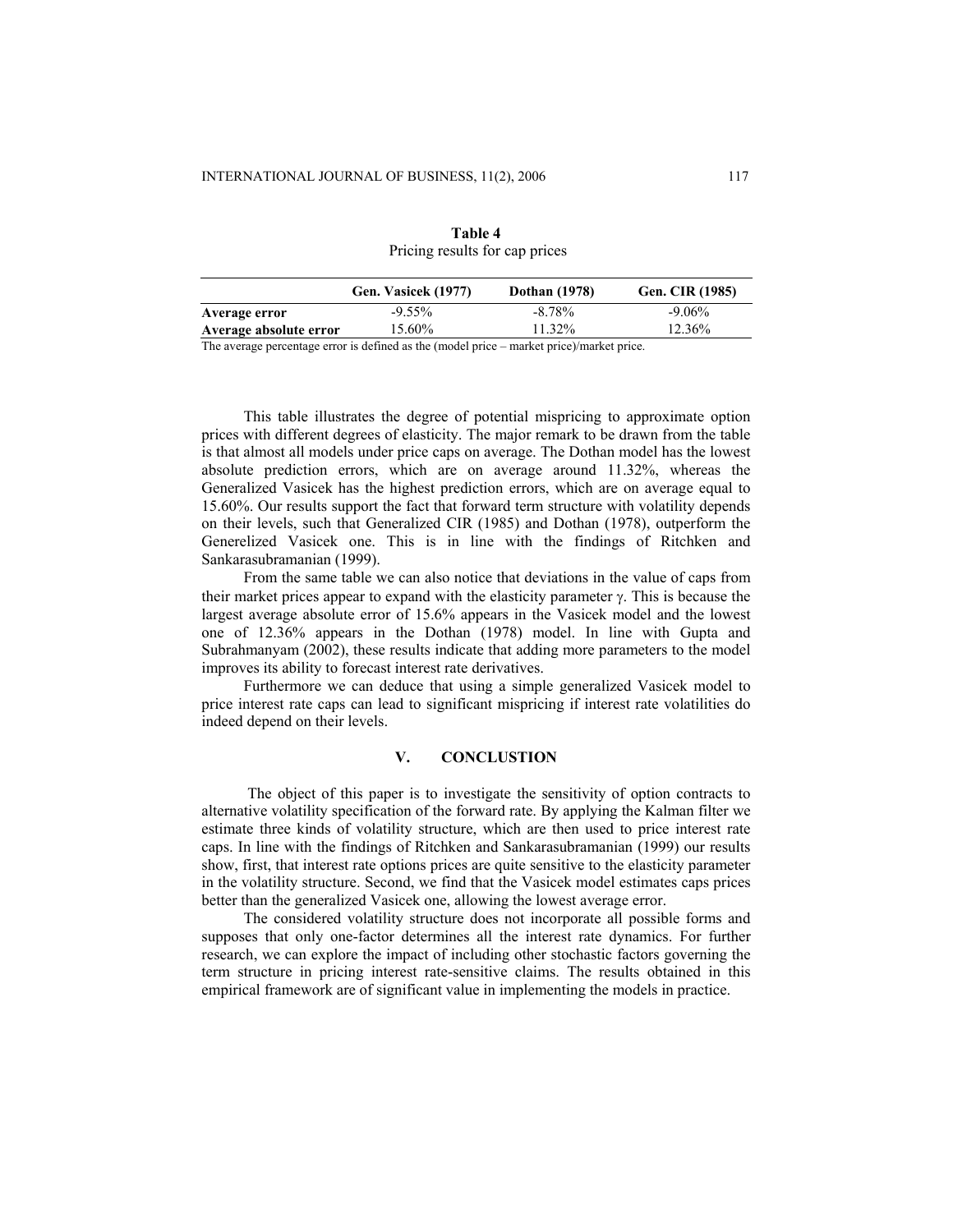**Table 4**
Pricing results for cap prices

| | Gen. Vasicek (1977) | Dothan (1978) | Gen. CIR (1985) |
|---|---|---|---|
| **Average error** | -9.55% | -8.78% | -9.06% |
| **Average absolute error** | 15.60% | 11.32% | 12.36% |

The average percentage error is defined as the (model price – market price)/market price.

This table illustrates the degree of potential mispricing to approximate option prices with different degrees of elasticity. The major remark to be drawn from the table is that almost all models under price caps on average. The Dothan model has the lowest absolute prediction errors, which are on average around 11.32%, whereas the Generalized Vasicek has the highest prediction errors, which are on average equal to 15.60%. Our results support the fact that forward term structure with volatility depends on their levels, such that Generalized CIR (1985) and Dothan (1978), outperform the Generelized Vasicek one. This is in line with the findings of Ritchken and Sankarasubramanian (1999).

From the same table we can also notice that deviations in the value of caps from their market prices appear to expand with the elasticity parameter $\gamma$. This is because the largest average absolute error of 15.6% appears in the Vasicek model and the lowest one of 12.36% appears in the Dothan (1978) model. In line with Gupta and Subrahmanyam (2002), these results indicate that adding more parameters to the model improves its ability to forecast interest rate derivatives.

Furthermore we can deduce that using a simple generalized Vasicek model to price interest rate caps can lead to significant mispricing if interest rate volatilities do indeed depend on their levels.

## V. CONCLUSTION

The object of this paper is to investigate the sensitivity of option contracts to alternative volatility specification of the forward rate. By applying the Kalman filter we estimate three kinds of volatility structure, which are then used to price interest rate caps. In line with the findings of Ritchken and Sankarasubramanian (1999) our results show, first, that interest rate options prices are quite sensitive to the elasticity parameter in the volatility structure. Second, we find that the Vasicek model estimates caps prices better than the generalized Vasicek one, allowing the lowest average error.

The considered volatility structure does not incorporate all possible forms and supposes that only one-factor determines all the interest rate dynamics. For further research, we can explore the impact of including other stochastic factors governing the term structure in pricing interest rate-sensitive claims. The results obtained in this empirical framework are of significant value in implementing the models in practice.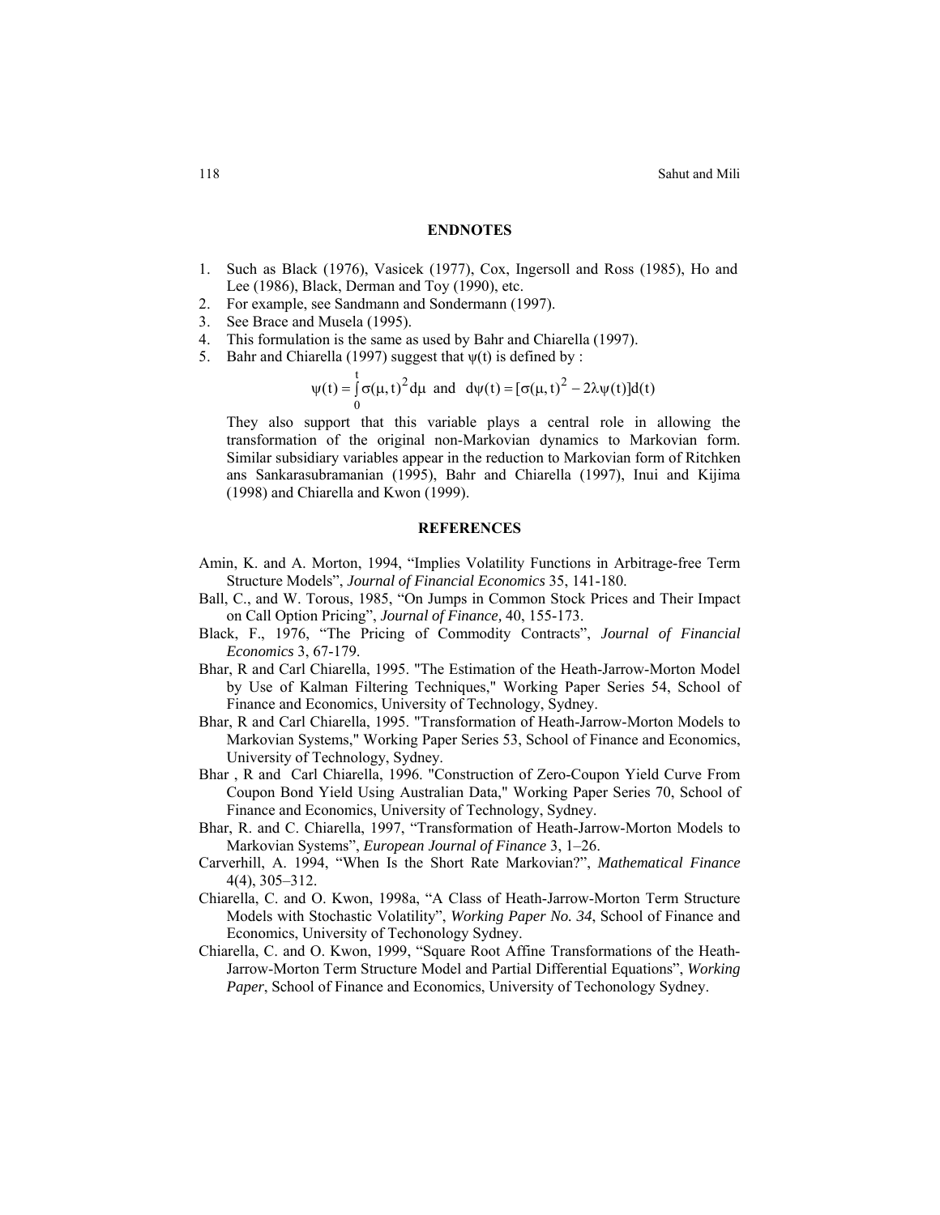## ENDNOTES

1. Such as Black (1976), Vasicek (1977), Cox, Ingersoll and Ross (1985), Ho and Lee (1986), Black, Derman and Toy (1990), etc.
2. For example, see Sandmann and Sondermann (1997).
3. See Brace and Musela (1995).
4. This formulation is the same as used by Bahr and Chiarella (1997).
5. Bahr and Chiarella (1997) suggest that $\psi(t)$ is defined by :

$$\psi(t) = \int_0^t \sigma(\mu, t)^2 d\mu \text{ and } d\psi(t) = [\sigma(\mu, t)^2 - 2\lambda\psi(t)]d(t)$$

   They also support that this variable plays a central role in allowing the transformation of the original non-Markovian dynamics to Markovian form. Similar subsidiary variables appear in the reduction to Markovian form of Ritchken ans Sankarasubramanian (1995), Bahr and Chiarella (1997), Inui and Kijima (1998) and Chiarella and Kwon (1999).

## REFERENCES

Amin, K. and A. Morton, 1994, "Implies Volatility Functions in Arbitrage-free Term Structure Models", *Journal of Financial Economics* 35, 141-180.

Ball, C., and W. Torous, 1985, "On Jumps in Common Stock Prices and Their Impact on Call Option Pricing", *Journal of Finance,* 40, 155-173.

Black, F., 1976, "The Pricing of Commodity Contracts", *Journal of Financial Economics* 3, 67-179.

Bhar, R and Carl Chiarella, 1995. "The Estimation of the Heath-Jarrow-Morton Model by Use of Kalman Filtering Techniques," Working Paper Series 54, School of Finance and Economics, University of Technology, Sydney.

Bhar, R and Carl Chiarella, 1995. "Transformation of Heath-Jarrow-Morton Models to Markovian Systems," Working Paper Series 53, School of Finance and Economics, University of Technology, Sydney.

Bhar , R and Carl Chiarella, 1996. "Construction of Zero-Coupon Yield Curve From Coupon Bond Yield Using Australian Data," Working Paper Series 70, School of Finance and Economics, University of Technology, Sydney.

Bhar, R. and C. Chiarella, 1997, "Transformation of Heath-Jarrow-Morton Models to Markovian Systems", *European Journal of Finance* 3, 1–26.

Carverhill, A. 1994, "When Is the Short Rate Markovian?", *Mathematical Finance* 4(4), 305–312.

Chiarella, C. and O. Kwon, 1998a, "A Class of Heath-Jarrow-Morton Term Structure Models with Stochastic Volatility", *Working Paper No. 34*, School of Finance and Economics, University of Techonology Sydney.

Chiarella, C. and O. Kwon, 1999, "Square Root Affine Transformations of the Heath-Jarrow-Morton Term Structure Model and Partial Differential Equations", *Working Paper*, School of Finance and Economics, University of Techonology Sydney.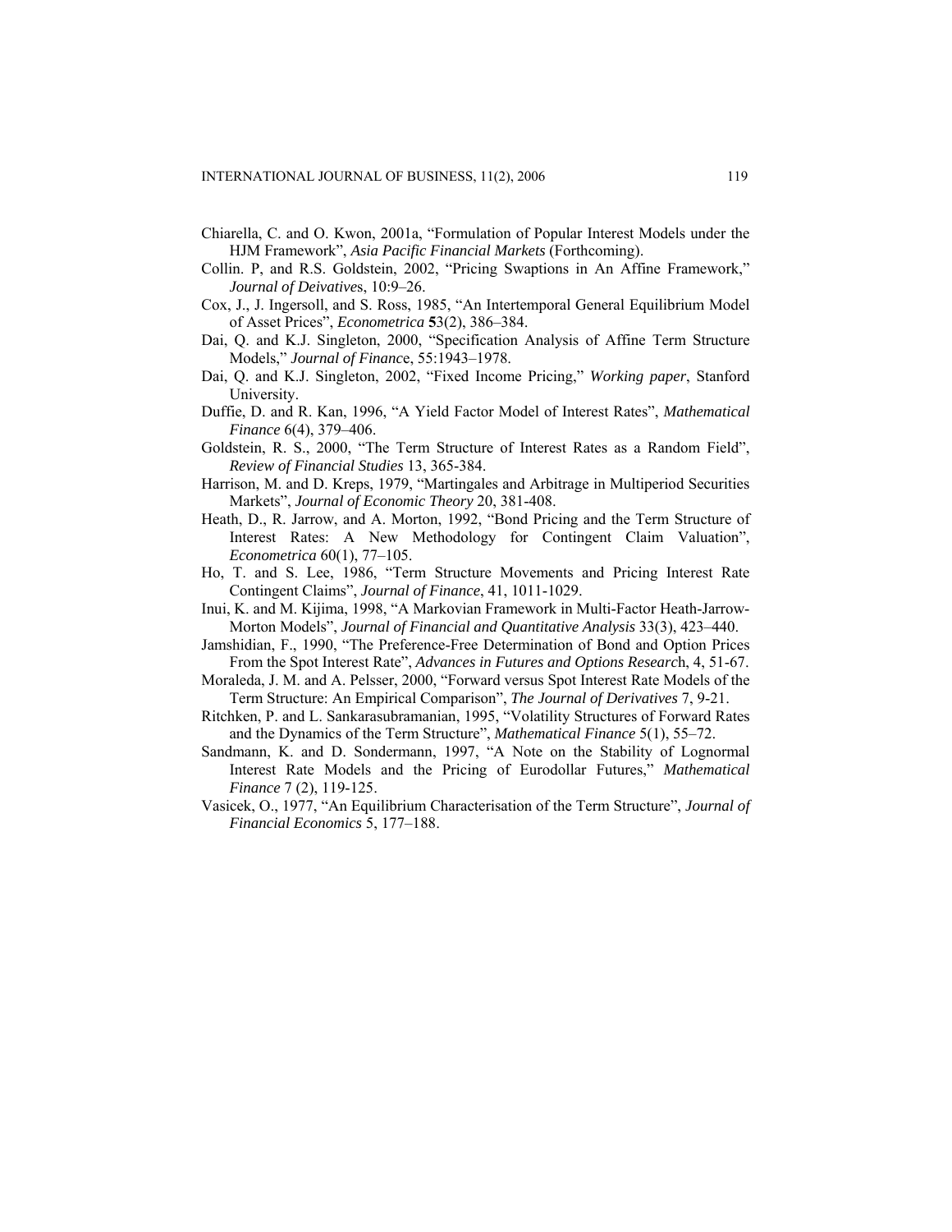Chiarella, C. and O. Kwon, 2001a, "Formulation of Popular Interest Models under the HJM Framework", *Asia Pacific Financial Markets* (Forthcoming).

Collin. P, and R.S. Goldstein, 2002, "Pricing Swaptions in An Affine Framework," *Journal of Deivatives*, 10:9–26.

Cox, J., J. Ingersoll, and S. Ross, 1985, "An Intertemporal General Equilibrium Model of Asset Prices", *Econometrica* **5**3(2), 386–384.

Dai, Q. and K.J. Singleton, 2000, "Specification Analysis of Affine Term Structure Models," *Journal of Finance*, 55:1943–1978.

Dai, Q. and K.J. Singleton, 2002, "Fixed Income Pricing," *Working paper*, Stanford University.

Duffie, D. and R. Kan, 1996, "A Yield Factor Model of Interest Rates", *Mathematical Finance* 6(4), 379–406.

Goldstein, R. S., 2000, "The Term Structure of Interest Rates as a Random Field", *Review of Financial Studies* 13, 365-384.

Harrison, M. and D. Kreps, 1979, "Martingales and Arbitrage in Multiperiod Securities Markets", *Journal of Economic Theory* 20, 381-408.

Heath, D., R. Jarrow, and A. Morton, 1992, "Bond Pricing and the Term Structure of Interest Rates: A New Methodology for Contingent Claim Valuation", *Econometrica* 60(1), 77–105.

Ho, T. and S. Lee, 1986, "Term Structure Movements and Pricing Interest Rate Contingent Claims", *Journal of Finance*, 41, 1011-1029.

Inui, K. and M. Kijima, 1998, "A Markovian Framework in Multi-Factor Heath-Jarrow-Morton Models", *Journal of Financial and Quantitative Analysis* 33(3), 423–440.

Jamshidian, F., 1990, "The Preference-Free Determination of Bond and Option Prices From the Spot Interest Rate", *Advances in Futures and Options Research*, 4, 51-67.

Moraleda, J. M. and A. Pelsser, 2000, "Forward versus Spot Interest Rate Models of the Term Structure: An Empirical Comparison", *The Journal of Derivatives* 7, 9-21.

Ritchken, P. and L. Sankarasubramanian, 1995, "Volatility Structures of Forward Rates and the Dynamics of the Term Structure", *Mathematical Finance* 5(1), 55–72.

Sandmann, K. and D. Sondermann, 1997, "A Note on the Stability of Lognormal Interest Rate Models and the Pricing of Eurodollar Futures," *Mathematical Finance* 7 (2), 119-125.

Vasicek, O., 1977, "An Equilibrium Characterisation of the Term Structure", *Journal of Financial Economics* 5, 177–188.